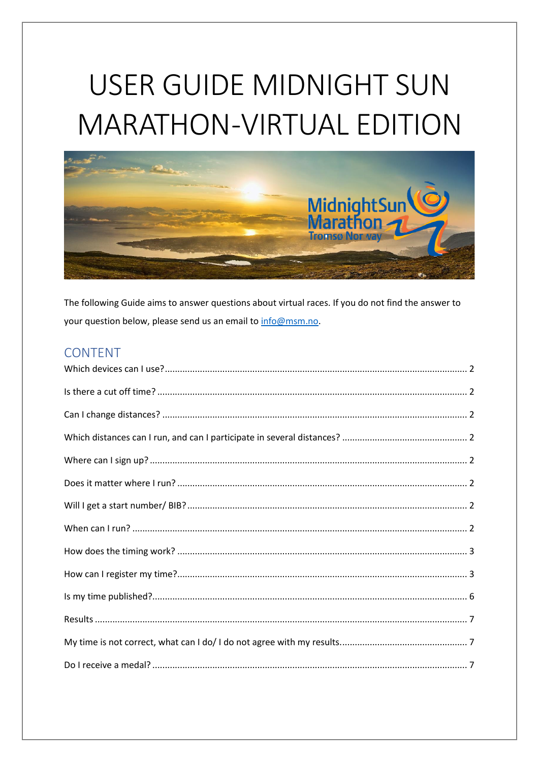# USER GUIDE MIDNIGHT SUN MARATHON-VIRTUAL EDITION

The following Guide aims to answer questions about virtual races. If you do not find the answer to your question below, please send us an email to info@msm.no.

## CONTENT

- Which devices can I use? ........ 2
- Is there a cut off time? ........ 2
- Can I change distances? ........ 2
- Which distances can I run, and can I participate in several distances? ........ 2
- Where can I sign up? ........ 2
- Does it matter where I run? ........ 2
- Will I get a start number/ BIB? ........ 2
- When can I run? ........ 2
- How does the timing work? ........ 3
- How can I register my time? ........ 3
- Is my time published? ........ 6
- Results ........ 7
- My time is not correct, what can I do/ I do not agree with my results ........ 7
- Do I receive a medal? ........ 7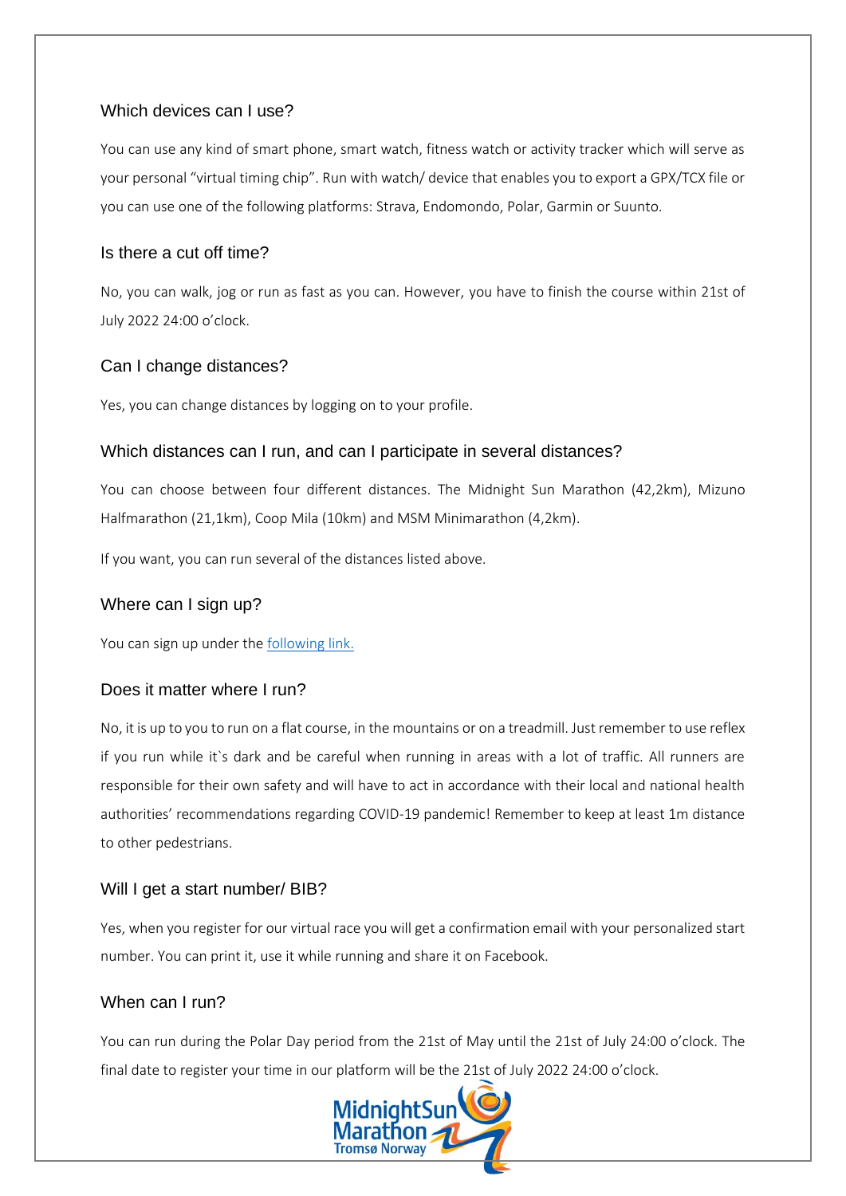### Which devices can I use?

You can use any kind of smart phone, smart watch, fitness watch or activity tracker which will serve as your personal "virtual timing chip". Run with watch/ device that enables you to export a GPX/TCX file or you can use one of the following platforms: Strava, Endomondo, Polar, Garmin or Suunto.

### Is there a cut off time?

No, you can walk, jog or run as fast as you can. However, you have to finish the course within 21st of July 2022 24:00 o'clock.

### Can I change distances?

Yes, you can change distances by logging on to your profile.

### Which distances can I run, and can I participate in several distances?

You can choose between four different distances. The Midnight Sun Marathon (42,2km), Mizuno Halfmarathon (21,1km), Coop Mila (10km) and MSM Minimarathon (4,2km).

If you want, you can run several of the distances listed above.

### Where can I sign up?

You can sign up under the following link.

### Does it matter where I run?

No, it is up to you to run on a flat course, in the mountains or on a treadmill. Just remember to use reflex if you run while it`s dark and be careful when running in areas with a lot of traffic. All runners are responsible for their own safety and will have to act in accordance with their local and national health authorities' recommendations regarding COVID-19 pandemic! Remember to keep at least 1m distance to other pedestrians.

### Will I get a start number/ BIB?

Yes, when you register for our virtual race you will get a confirmation email with your personalized start number. You can print it, use it while running and share it on Facebook.

### When can I run?

You can run during the Polar Day period from the 21st of May until the 21st of July 24:00 o'clock. The final date to register your time in our platform will be the 21st of July 2022 24:00 o'clock.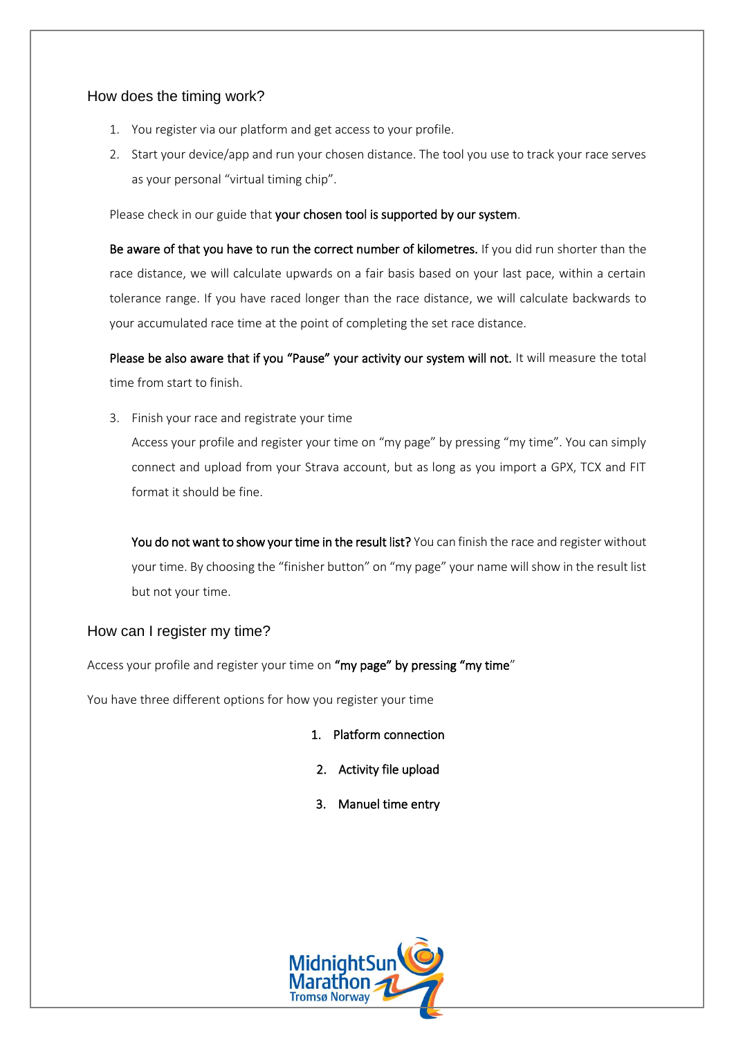## How does the timing work?

1. You register via our platform and get access to your profile.
2. Start your device/app and run your chosen distance. The tool you use to track your race serves as your personal "virtual timing chip".

Please check in our guide that **your chosen tool is supported by our system**.

**Be aware of that you have to run the correct number of kilometres.** If you did run shorter than the race distance, we will calculate upwards on a fair basis based on your last pace, within a certain tolerance range. If you have raced longer than the race distance, we will calculate backwards to your accumulated race time at the point of completing the set race distance.

**Please be also aware that if you "Pause" your activity our system will not.** It will measure the total time from start to finish.

3. Finish your race and registrate your time
   Access your profile and register your time on "my page" by pressing "my time". You can simply connect and upload from your Strava account, but as long as you import a GPX, TCX and FIT format it should be fine.

   **You do not want to show your time in the result list?** You can finish the race and register without your time. By choosing the "finisher button" on "my page" your name will show in the result list but not your time.

## How can I register my time?

Access your profile and register your time on **"my page" by pressing "my time**"

You have three different options for how you register your time

1. **Platform connection**
2. **Activity file upload**
3. **Manuel time entry**

MidnightSun Marathon Tromsø Norway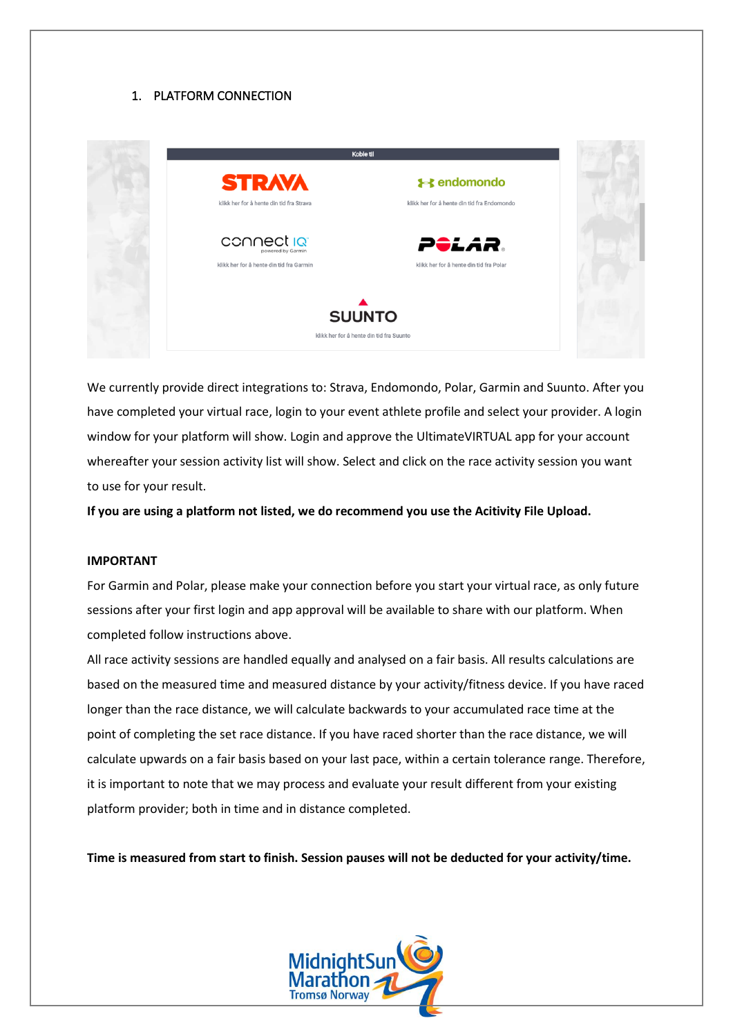1. PLATFORM CONNECTION

We currently provide direct integrations to: Strava, Endomondo, Polar, Garmin and Suunto. After you have completed your virtual race, login to your event athlete profile and select your provider. A login window for your platform will show. Login and approve the UltimateVIRTUAL app for your account whereafter your session activity list will show. Select and click on the race activity session you want to use for your result.

**If you are using a platform not listed, we do recommend you use the Acitivity File Upload.**

**IMPORTANT**

For Garmin and Polar, please make your connection before you start your virtual race, as only future sessions after your first login and app approval will be available to share with our platform. When completed follow instructions above.

All race activity sessions are handled equally and analysed on a fair basis. All results calculations are based on the measured time and measured distance by your activity/fitness device. If you have raced longer than the race distance, we will calculate backwards to your accumulated race time at the point of completing the set race distance. If you have raced shorter than the race distance, we will calculate upwards on a fair basis based on your last pace, within a certain tolerance range. Therefore, it is important to note that we may process and evaluate your result different from your existing platform provider; both in time and in distance completed.

**Time is measured from start to finish. Session pauses will not be deducted for your activity/time.**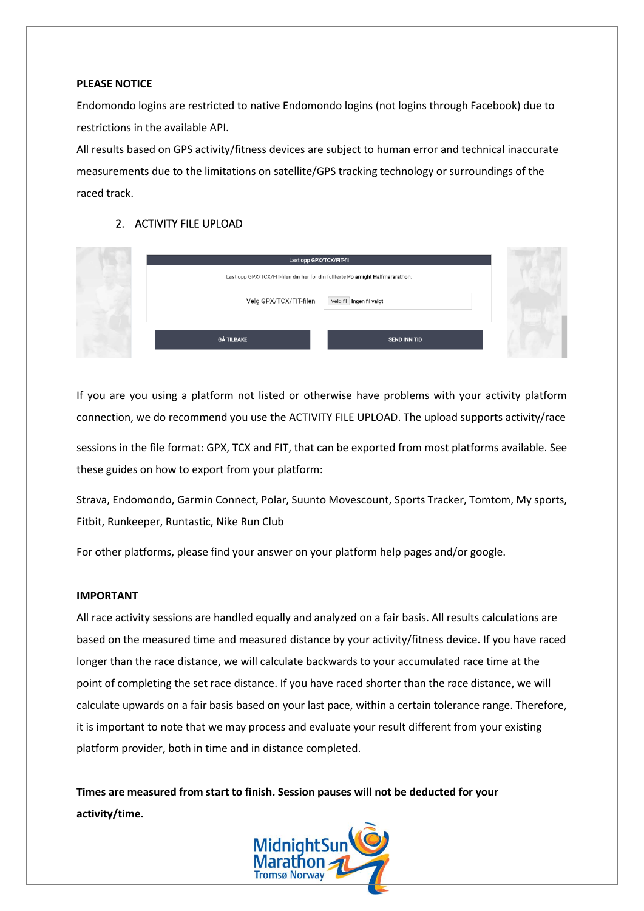**PLEASE NOTICE**

Endomondo logins are restricted to native Endomondo logins (not logins through Facebook) due to restrictions in the available API.

All results based on GPS activity/fitness devices are subject to human error and technical inaccurate measurements due to the limitations on satellite/GPS tracking technology or surroundings of the raced track.

## 2. ACTIVITY FILE UPLOAD

If you are you using a platform not listed or otherwise have problems with your activity platform connection, we do recommend you use the ACTIVITY FILE UPLOAD. The upload supports activity/race sessions in the file format: GPX, TCX and FIT, that can be exported from most platforms available. See these guides on how to export from your platform:

Strava, Endomondo, Garmin Connect, Polar, Suunto Movescount, Sports Tracker, Tomtom, My sports, Fitbit, Runkeeper, Runtastic, Nike Run Club

For other platforms, please find your answer on your platform help pages and/or google.

**IMPORTANT**

All race activity sessions are handled equally and analyzed on a fair basis. All results calculations are based on the measured time and measured distance by your activity/fitness device. If you have raced longer than the race distance, we will calculate backwards to your accumulated race time at the point of completing the set race distance. If you have raced shorter than the race distance, we will calculate upwards on a fair basis based on your last pace, within a certain tolerance range. Therefore, it is important to note that we may process and evaluate your result different from your existing platform provider, both in time and in distance completed.

**Times are measured from start to finish. Session pauses will not be deducted for your activity/time.**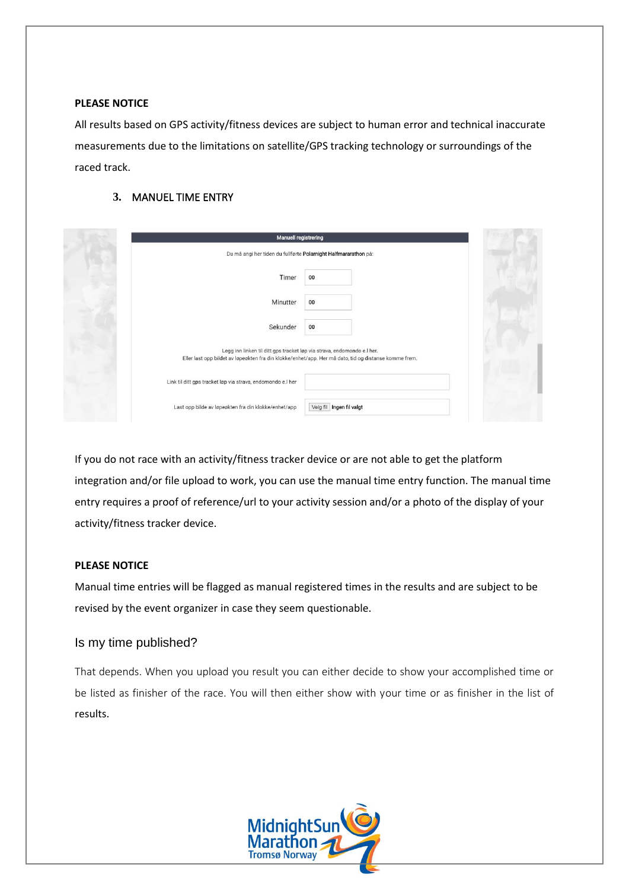**PLEASE NOTICE**

All results based on GPS activity/fitness devices are subject to human error and technical inaccurate measurements due to the limitations on satellite/GPS tracking technology or surroundings of the raced track.

### 3. MANUEL TIME ENTRY

Manuell registrering

Du må angi her tiden du fullførte Polarnight Halfmararathon på:

Timer 00

Minutter 00

Sekunder 00

Legg inn linken til ditt gps tracket løp via strava, endomondo e.l her.
Eller last opp bildet av løpeøkten fra din klokke/enhet/app. Her må dato, tid og distanse komme frem.

Link til ditt gps tracket løp via strava, endomondo e.l her

Last opp bilde av løpeøkten fra din klokke/enhet/app Velg fil Ingen fil valgt

If you do not race with an activity/fitness tracker device or are not able to get the platform integration and/or file upload to work, you can use the manual time entry function. The manual time entry requires a proof of reference/url to your activity session and/or a photo of the display of your activity/fitness tracker device.

**PLEASE NOTICE**

Manual time entries will be flagged as manual registered times in the results and are subject to be revised by the event organizer in case they seem questionable.

## Is my time published?

That depends. When you upload you result you can either decide to show your accomplished time or be listed as finisher of the race. You will then either show with your time or as finisher in the list of results.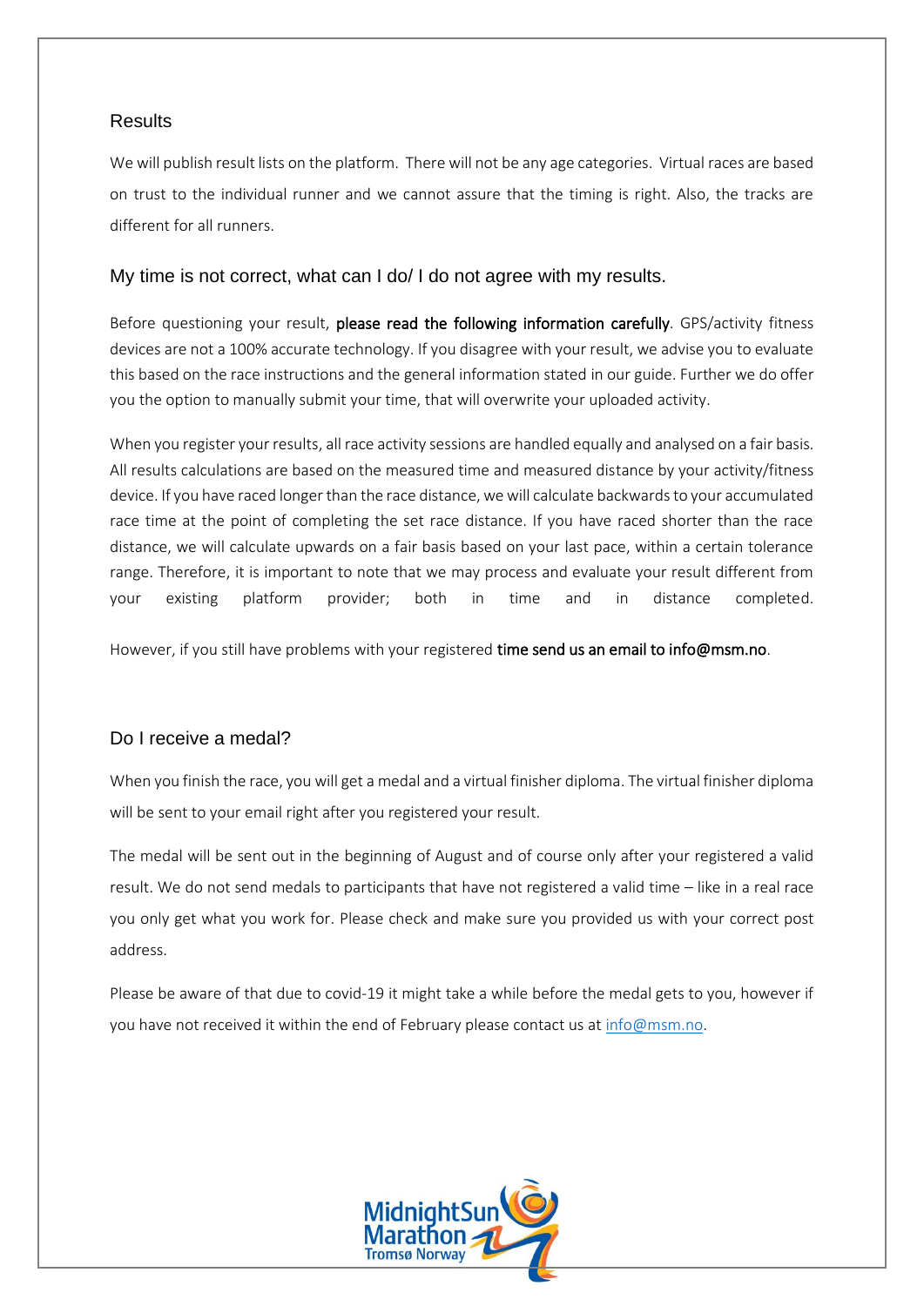## Results

We will publish result lists on the platform. There will not be any age categories. Virtual races are based on trust to the individual runner and we cannot assure that the timing is right. Also, the tracks are different for all runners.

## My time is not correct, what can I do/ I do not agree with my results.

Before questioning your result, **please read the following information carefully**. GPS/activity fitness devices are not a 100% accurate technology. If you disagree with your result, we advise you to evaluate this based on the race instructions and the general information stated in our guide. Further we do offer you the option to manually submit your time, that will overwrite your uploaded activity.

When you register your results, all race activity sessions are handled equally and analysed on a fair basis. All results calculations are based on the measured time and measured distance by your activity/fitness device. If you have raced longer than the race distance, we will calculate backwards to your accumulated race time at the point of completing the set race distance. If you have raced shorter than the race distance, we will calculate upwards on a fair basis based on your last pace, within a certain tolerance range. Therefore, it is important to note that we may process and evaluate your result different from your existing platform provider; both in time and in distance completed.

However, if you still have problems with your registered **time send us an email to info@msm.no**.

## Do I receive a medal?

When you finish the race, you will get a medal and a virtual finisher diploma. The virtual finisher diploma will be sent to your email right after you registered your result.

The medal will be sent out in the beginning of August and of course only after your registered a valid result. We do not send medals to participants that have not registered a valid time – like in a real race you only get what you work for. Please check and make sure you provided us with your correct post address.

Please be aware of that due to covid-19 it might take a while before the medal gets to you, however if you have not received it within the end of February please contact us at info@msm.no.

MidnightSun Marathon Tromsø Norway